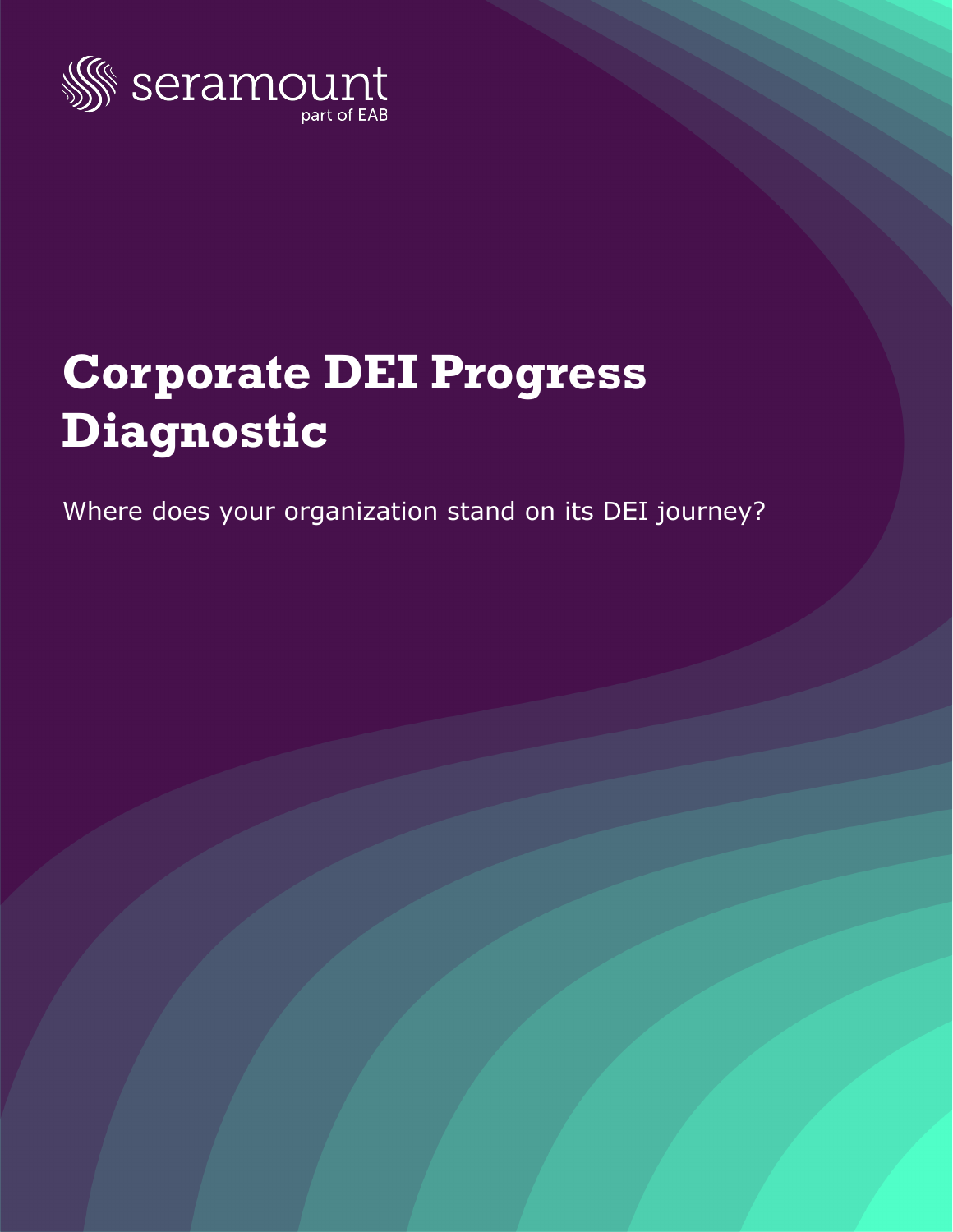seramount
part of EAB

# Corporate DEI Progress Diagnostic

Where does your organization stand on its DEI journey?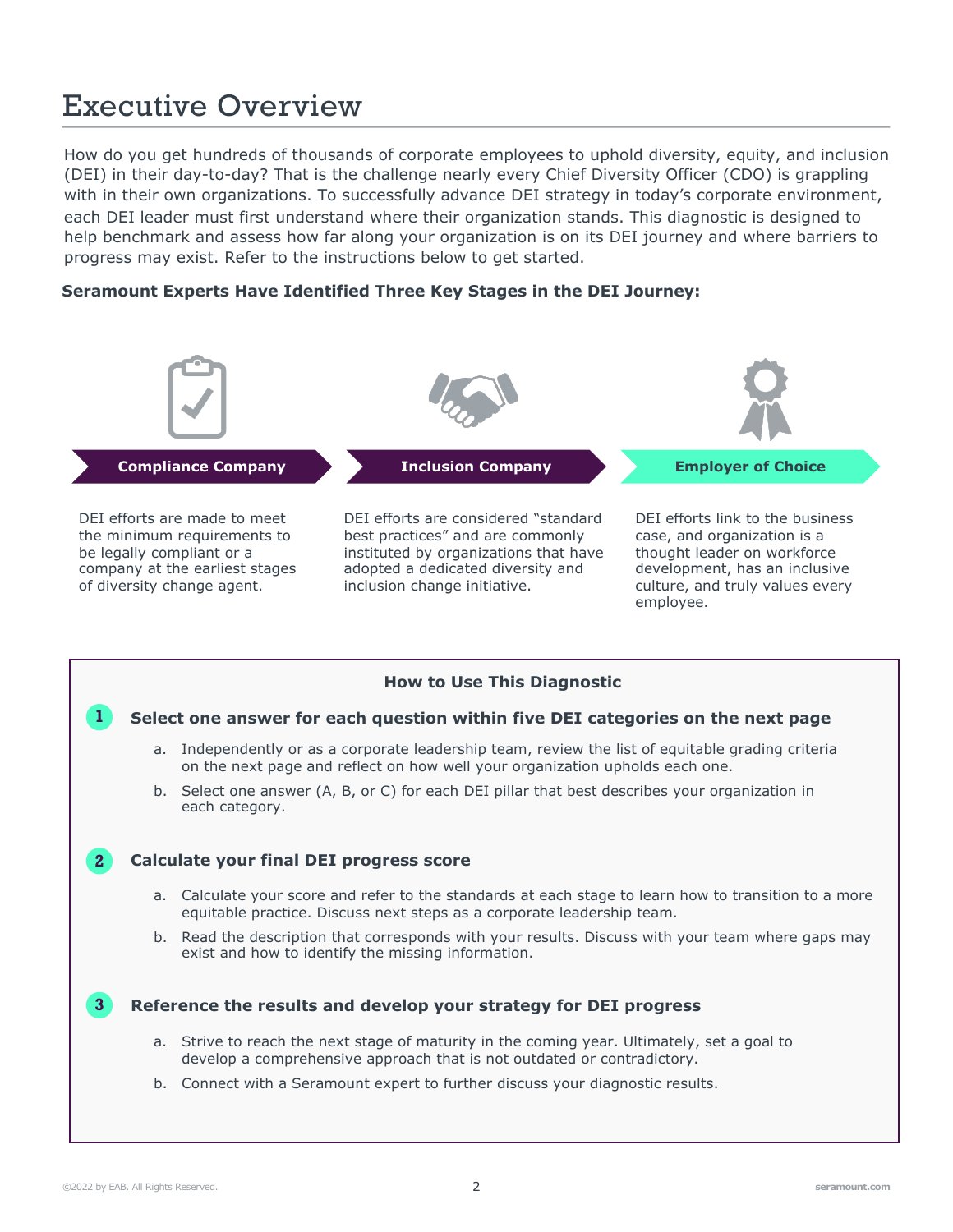# Executive Overview

How do you get hundreds of thousands of corporate employees to uphold diversity, equity, and inclusion (DEI) in their day-to-day? That is the challenge nearly every Chief Diversity Officer (CDO) is grappling with in their own organizations. To successfully advance DEI strategy in today's corporate environment, each DEI leader must first understand where their organization stands. This diagnostic is designed to help benchmark and assess how far along your organization is on its DEI journey and where barriers to progress may exist. Refer to the instructions below to get started.

**Seramount Experts Have Identified Three Key Stages in the DEI Journey:**

**Compliance Company**

DEI efforts are made to meet the minimum requirements to be legally compliant or a company at the earliest stages of diversity change agent.

**Inclusion Company**

DEI efforts are considered "standard best practices" and are commonly instituted by organizations that have adopted a dedicated diversity and inclusion change initiative.

**Employer of Choice**

DEI efforts link to the business case, and organization is a thought leader on workforce development, has an inclusive culture, and truly values every employee.

## How to Use This Diagnostic

### 1 Select one answer for each question within five DEI categories on the next page

a. Independently or as a corporate leadership team, review the list of equitable grading criteria on the next page and reflect on how well your organization upholds each one.

b. Select one answer (A, B, or C) for each DEI pillar that best describes your organization in each category.

### 2 Calculate your final DEI progress score

a. Calculate your score and refer to the standards at each stage to learn how to transition to a more equitable practice. Discuss next steps as a corporate leadership team.

b. Read the description that corresponds with your results. Discuss with your team where gaps may exist and how to identify the missing information.

### 3 Reference the results and develop your strategy for DEI progress

a. Strive to reach the next stage of maturity in the coming year. Ultimately, set a goal to develop a comprehensive approach that is not outdated or contradictory.

b. Connect with a Seramount expert to further discuss your diagnostic results.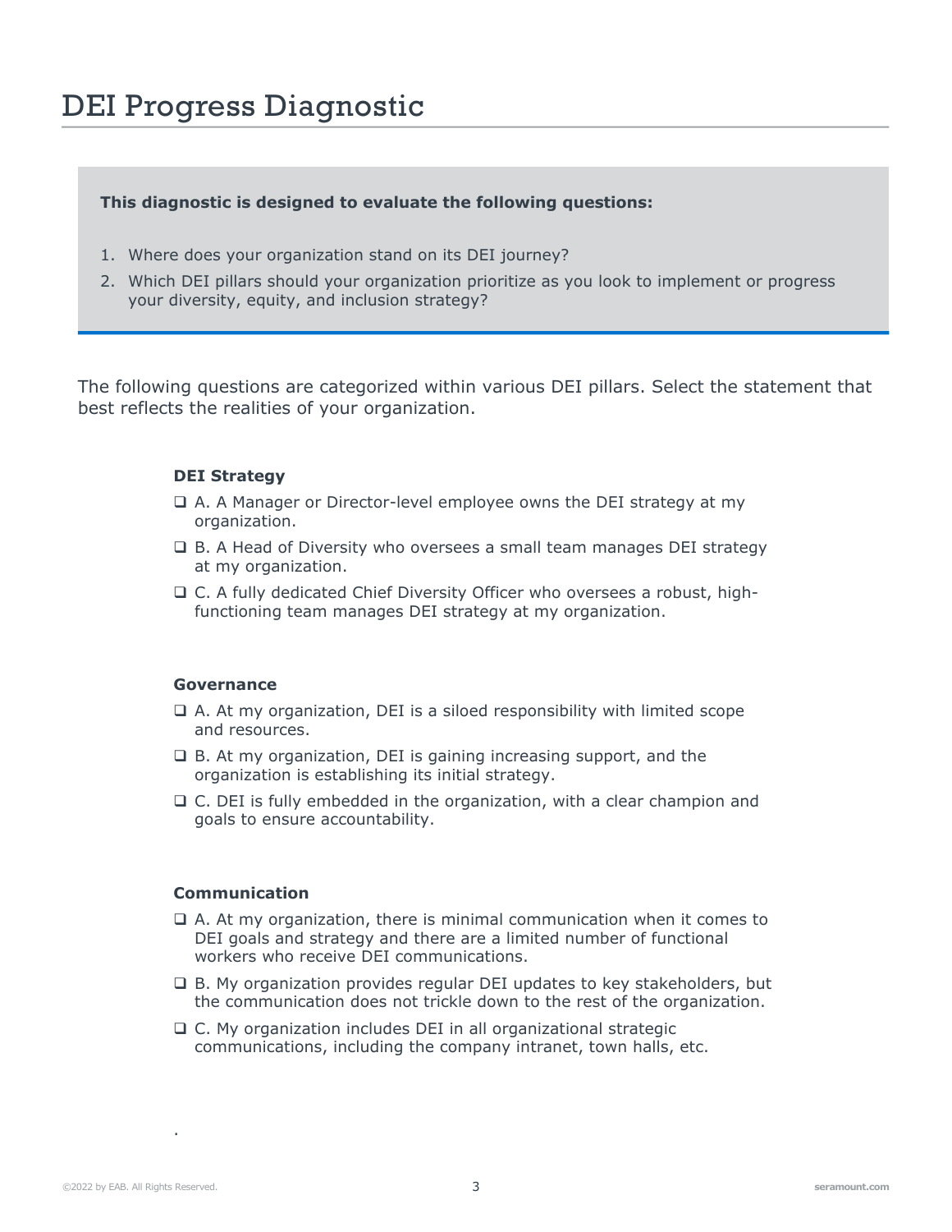# DEI Progress Diagnostic

**This diagnostic is designed to evaluate the following questions:**

1. Where does your organization stand on its DEI journey?
2. Which DEI pillars should your organization prioritize as you look to implement or progress your diversity, equity, and inclusion strategy?

The following questions are categorized within various DEI pillars. Select the statement that best reflects the realities of your organization.

**DEI Strategy**

- ❑ A. A Manager or Director-level employee owns the DEI strategy at my organization.
- ❑ B. A Head of Diversity who oversees a small team manages DEI strategy at my organization.
- ❑ C. A fully dedicated Chief Diversity Officer who oversees a robust, high-functioning team manages DEI strategy at my organization.

**Governance**

- ❑ A. At my organization, DEI is a siloed responsibility with limited scope and resources.
- ❑ B. At my organization, DEI is gaining increasing support, and the organization is establishing its initial strategy.
- ❑ C. DEI is fully embedded in the organization, with a clear champion and goals to ensure accountability.

**Communication**

- ❑ A. At my organization, there is minimal communication when it comes to DEI goals and strategy and there are a limited number of functional workers who receive DEI communications.
- ❑ B. My organization provides regular DEI updates to key stakeholders, but the communication does not trickle down to the rest of the organization.
- ❑ C. My organization includes DEI in all organizational strategic communications, including the company intranet, town halls, etc.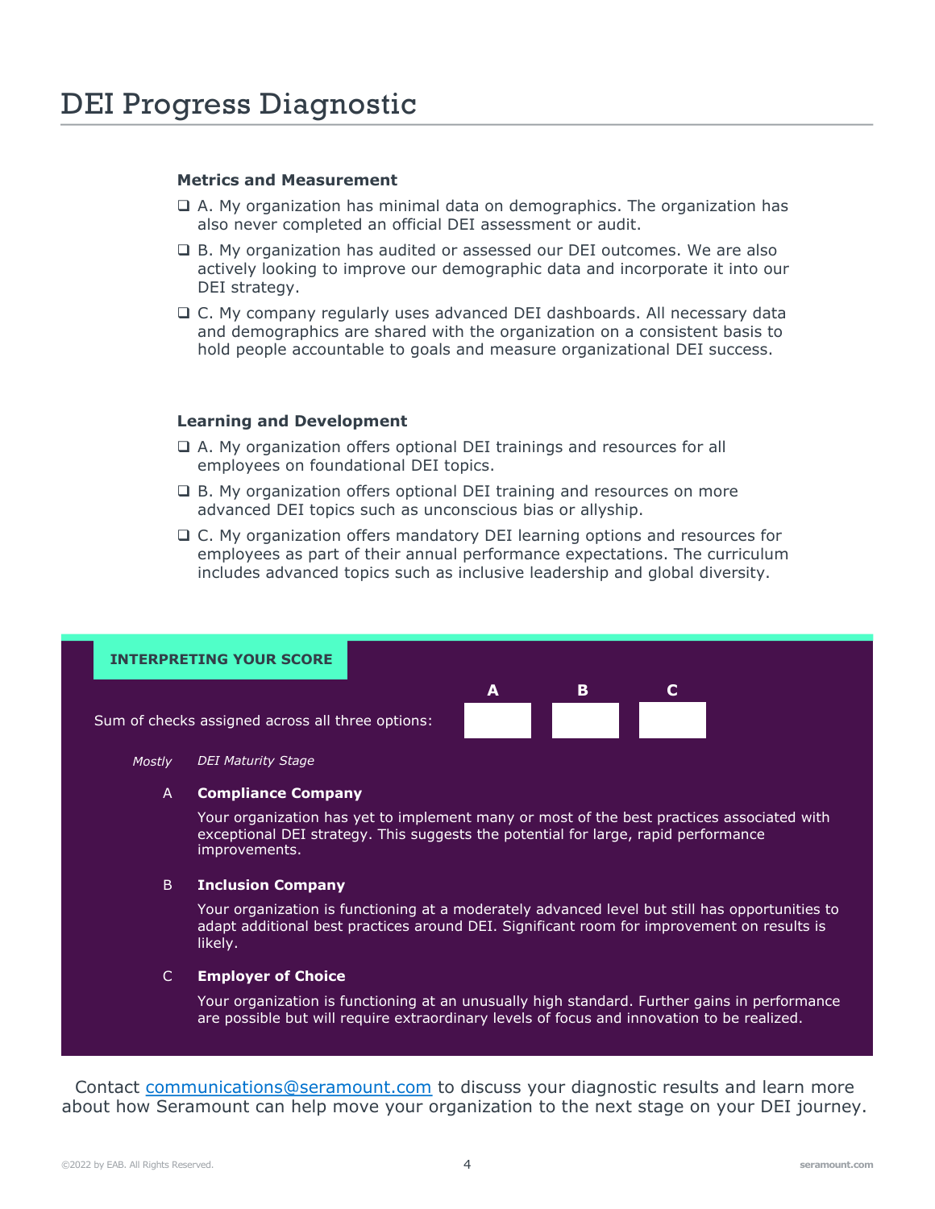# DEI Progress Diagnostic

**Metrics and Measurement**

- ❑ A. My organization has minimal data on demographics. The organization has also never completed an official DEI assessment or audit.
- ❑ B. My organization has audited or assessed our DEI outcomes. We are also actively looking to improve our demographic data and incorporate it into our DEI strategy.
- ❑ C. My company regularly uses advanced DEI dashboards. All necessary data and demographics are shared with the organization on a consistent basis to hold people accountable to goals and measure organizational DEI success.

**Learning and Development**

- ❑ A. My organization offers optional DEI trainings and resources for all employees on foundational DEI topics.
- ❑ B. My organization offers optional DEI training and resources on more advanced DEI topics such as unconscious bias or allyship.
- ❑ C. My organization offers mandatory DEI learning options and resources for employees as part of their annual performance expectations. The curriculum includes advanced topics such as inclusive leadership and global diversity.

**INTERPRETING YOUR SCORE**

| | A | B | C |
|---|---|---|---|
| Sum of checks assigned across all three options: | | | |

| *Mostly* | *DEI Maturity Stage* |
|---|---|
| A | **Compliance Company**<br>Your organization has yet to implement many or most of the best practices associated with exceptional DEI strategy. This suggests the potential for large, rapid performance improvements. |
| B | **Inclusion Company**<br>Your organization is functioning at a moderately advanced level but still has opportunities to adapt additional best practices around DEI. Significant room for improvement on results is likely. |
| C | **Employer of Choice**<br>Your organization is functioning at an unusually high standard. Further gains in performance are possible but will require extraordinary levels of focus and innovation to be realized. |

Contact communications@seramount.com to discuss your diagnostic results and learn more about how Seramount can help move your organization to the next stage on your DEI journey.

©2022 by EAB. All Rights Reserved.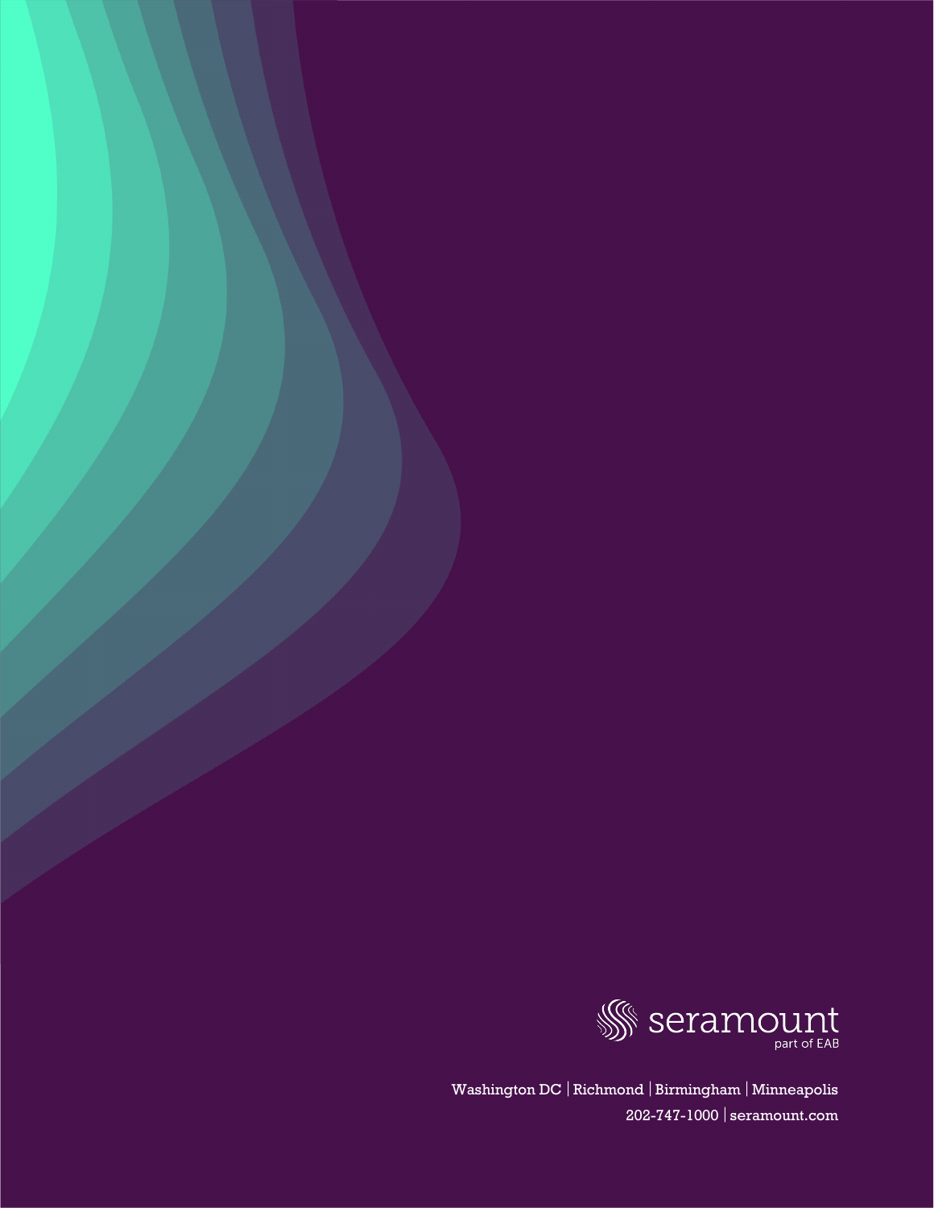seramount
part of EAB

Washington DC | Richmond | Birmingham | Minneapolis

202-747-1000 | seramount.com